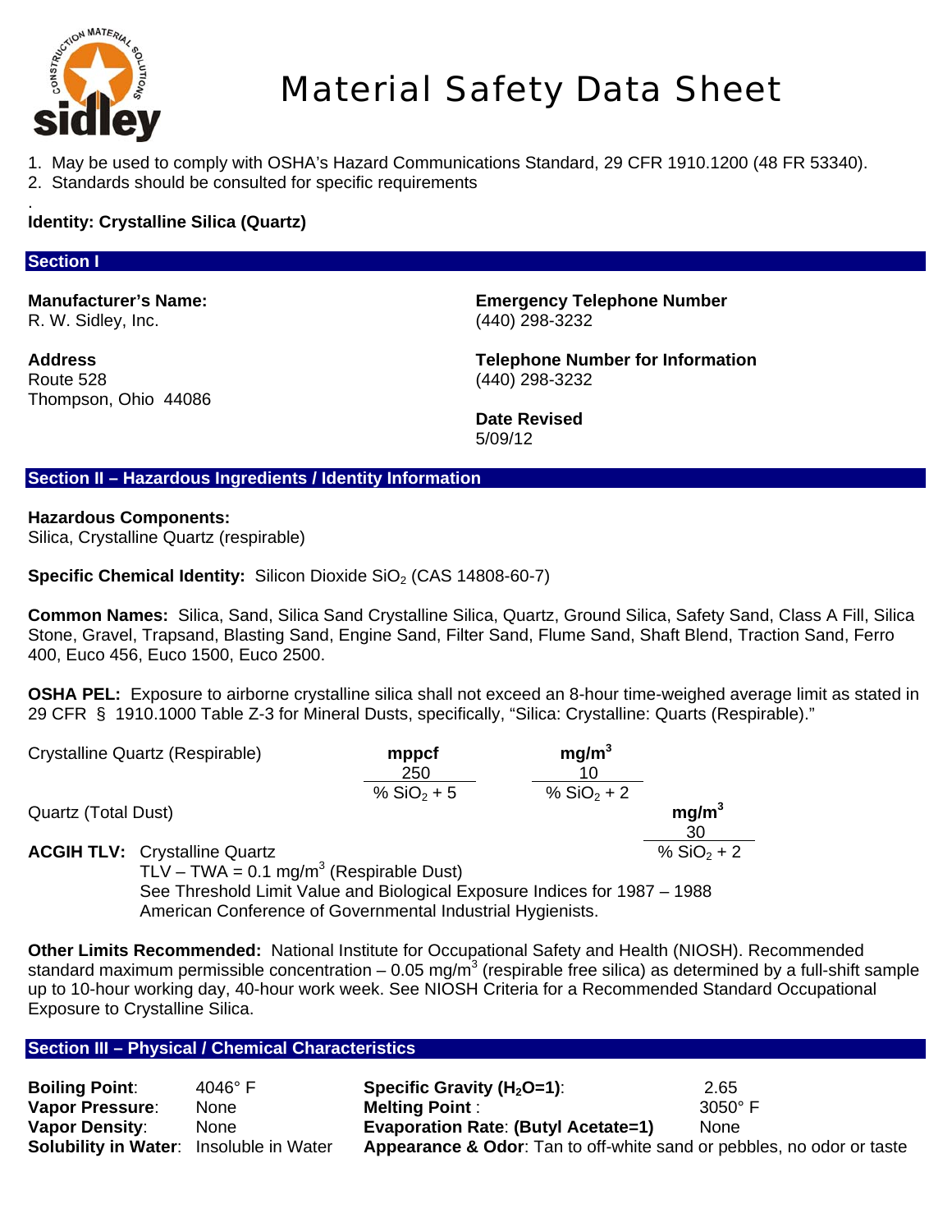# Material Safety Data Sheet

1. May be used to comply with OSHA's Hazard Communications Standard, 29 CFR 1910.1200 (48 FR 53340).
2. Standards should be consulted for specific requirements

.

**Identity: Crystalline Silica (Quartz)**

## Section I

**Manufacturer's Name:**
R. W. Sidley, Inc.

**Address**
Route 528
Thompson, Ohio 44086

**Emergency Telephone Number**
(440) 298-3232

**Telephone Number for Information**
(440) 298-3232

**Date Revised**
5/09/12

## Section II – Hazardous Ingredients / Identity Information

**Hazardous Components:**
Silica, Crystalline Quartz (respirable)

**Specific Chemical Identity:** Silicon Dioxide $SiO_2$ (CAS 14808-60-7)

**Common Names:** Silica, Sand, Silica Sand Crystalline Silica, Quartz, Ground Silica, Safety Sand, Class A Fill, Silica Stone, Gravel, Trapsand, Blasting Sand, Engine Sand, Filter Sand, Flume Sand, Shaft Blend, Traction Sand, Ferro 400, Euco 456, Euco 1500, Euco 2500.

**OSHA PEL:** Exposure to airborne crystalline silica shall not exceed an 8-hour time-weighed average limit as stated in 29 CFR § 1910.1000 Table Z-3 for Mineral Dusts, specifically, "Silica: Crystalline: Quarts (Respirable)."

| | mppcf | mg/m³ | mg/m³ |
|---|---|---|---|
| Crystalline Quartz (Respirable) | $\frac{250}{\% SiO_2 + 5}$ | $\frac{10}{\% SiO_2 + 2}$ | |
| Quartz (Total Dust) | | | $\frac{30}{\% SiO_2 + 2}$ |

**ACGIH TLV:** Crystalline Quartz
TLV – TWA = 0.1 mg/m³ (Respirable Dust)
See Threshold Limit Value and Biological Exposure Indices for 1987 – 1988 American Conference of Governmental Industrial Hygienists.

**Other Limits Recommended:** National Institute for Occupational Safety and Health (NIOSH). Recommended standard maximum permissible concentration – 0.05 mg/m³ (respirable free silica) as determined by a full-shift sample up to 10-hour working day, 40-hour work week. See NIOSH Criteria for a Recommended Standard Occupational Exposure to Crystalline Silica.

## Section III – Physical / Chemical Characteristics

| | | | |
|---|---|---|---|
| **Boiling Point**: | 4046° F | **Specific Gravity ($H_2O$=1)**: | 2.65 |
| **Vapor Pressure**: | None | **Melting Point** : | 3050° F |
| **Vapor Density**: | None | **Evaporation Rate**: **(Butyl Acetate=1)** | None |
| **Solubility in Water**: | Insoluble in Water | **Appearance & Odor**: Tan to off-white sand or pebbles, no odor or taste | |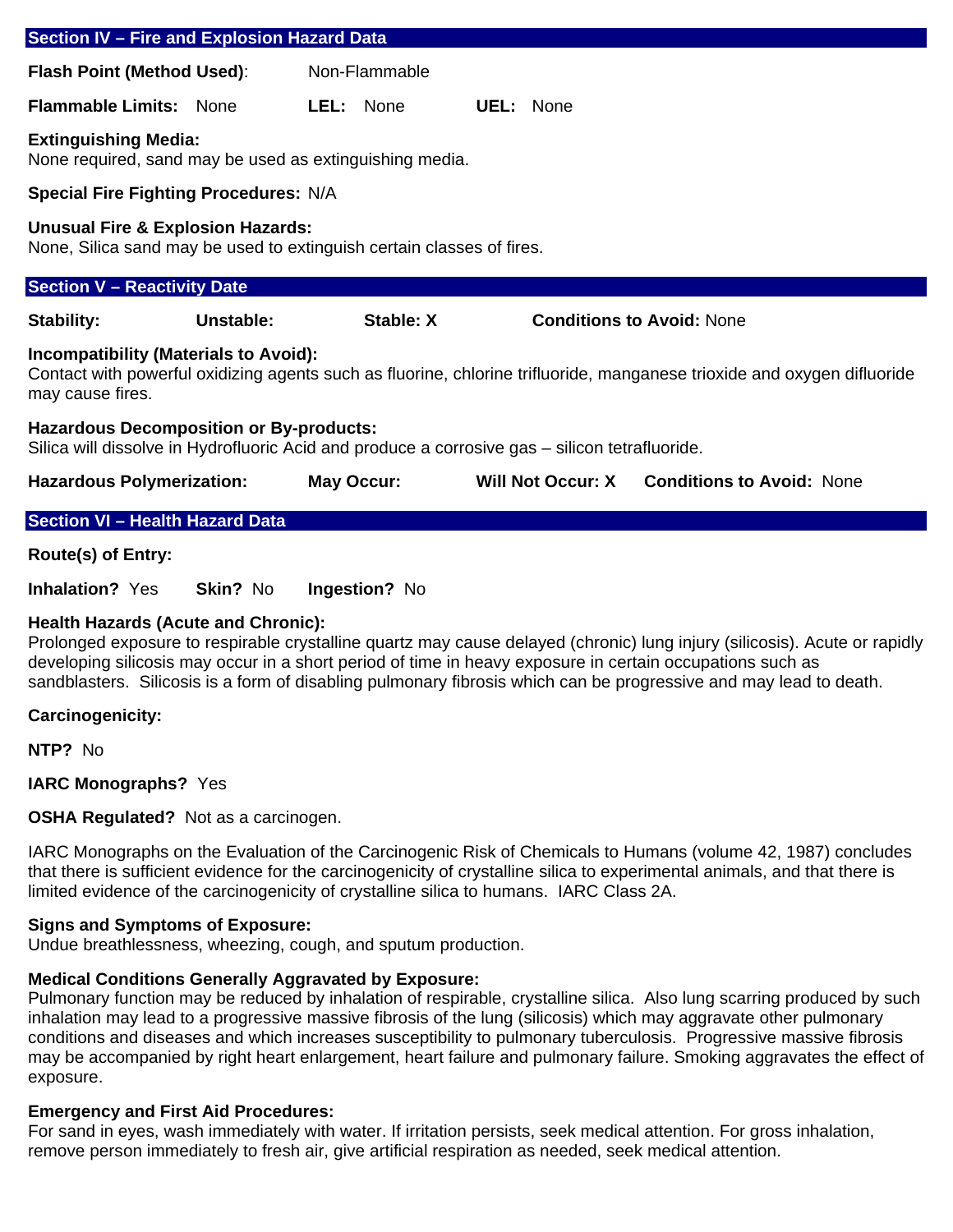## Section IV – Fire and Explosion Hazard Data

**Flash Point (Method Used)**: Non-Flammable

**Flammable Limits:** None **LEL:** None **UEL:** None

**Extinguishing Media:**
None required, sand may be used as extinguishing media.

**Special Fire Fighting Procedures:** N/A

**Unusual Fire & Explosion Hazards:**
None, Silica sand may be used to extinguish certain classes of fires.

## Section V – Reactivity Date

**Stability:** **Unstable:** **Stable: X** **Conditions to Avoid:** None

**Incompatibility (Materials to Avoid):**
Contact with powerful oxidizing agents such as fluorine, chlorine trifluoride, manganese trioxide and oxygen difluoride may cause fires.

**Hazardous Decomposition or By-products:**
Silica will dissolve in Hydrofluoric Acid and produce a corrosive gas – silicon tetrafluoride.

**Hazardous Polymerization:** **May Occur:** **Will Not Occur: X** **Conditions to Avoid:** None

## Section VI – Health Hazard Data

**Route(s) of Entry:**

**Inhalation?** Yes **Skin?** No **Ingestion?** No

**Health Hazards (Acute and Chronic):**
Prolonged exposure to respirable crystalline quartz may cause delayed (chronic) lung injury (silicosis). Acute or rapidly developing silicosis may occur in a short period of time in heavy exposure in certain occupations such as sandblasters. Silicosis is a form of disabling pulmonary fibrosis which can be progressive and may lead to death.

**Carcinogenicity:**

**NTP?** No

**IARC Monographs?** Yes

**OSHA Regulated?** Not as a carcinogen.

IARC Monographs on the Evaluation of the Carcinogenic Risk of Chemicals to Humans (volume 42, 1987) concludes that there is sufficient evidence for the carcinogenicity of crystalline silica to experimental animals, and that there is limited evidence of the carcinogenicity of crystalline silica to humans. IARC Class 2A.

**Signs and Symptoms of Exposure:**
Undue breathlessness, wheezing, cough, and sputum production.

**Medical Conditions Generally Aggravated by Exposure:**
Pulmonary function may be reduced by inhalation of respirable, crystalline silica. Also lung scarring produced by such inhalation may lead to a progressive massive fibrosis of the lung (silicosis) which may aggravate other pulmonary conditions and diseases and which increases susceptibility to pulmonary tuberculosis. Progressive massive fibrosis may be accompanied by right heart enlargement, heart failure and pulmonary failure. Smoking aggravates the effect of exposure.

**Emergency and First Aid Procedures:**
For sand in eyes, wash immediately with water. If irritation persists, seek medical attention. For gross inhalation, remove person immediately to fresh air, give artificial respiration as needed, seek medical attention.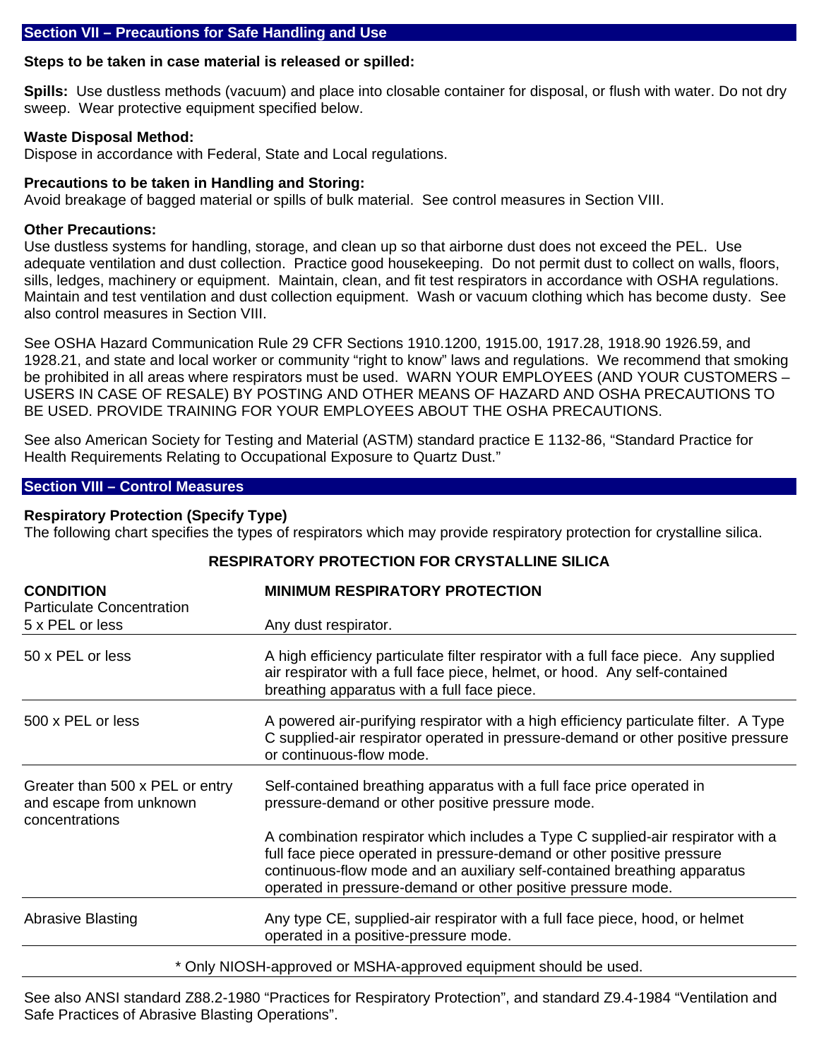## Section VII – Precautions for Safe Handling and Use

**Steps to be taken in case material is released or spilled:**

**Spills:** Use dustless methods (vacuum) and place into closable container for disposal, or flush with water. Do not dry sweep. Wear protective equipment specified below.

**Waste Disposal Method:**
Dispose in accordance with Federal, State and Local regulations.

**Precautions to be taken in Handling and Storing:**
Avoid breakage of bagged material or spills of bulk material. See control measures in Section VIII.

**Other Precautions:**
Use dustless systems for handling, storage, and clean up so that airborne dust does not exceed the PEL. Use adequate ventilation and dust collection. Practice good housekeeping. Do not permit dust to collect on walls, floors, sills, ledges, machinery or equipment. Maintain, clean, and fit test respirators in accordance with OSHA regulations. Maintain and test ventilation and dust collection equipment. Wash or vacuum clothing which has become dusty. See also control measures in Section VIII.

See OSHA Hazard Communication Rule 29 CFR Sections 1910.1200, 1915.00, 1917.28, 1918.90 1926.59, and 1928.21, and state and local worker or community "right to know" laws and regulations. We recommend that smoking be prohibited in all areas where respirators must be used. WARN YOUR EMPLOYEES (AND YOUR CUSTOMERS – USERS IN CASE OF RESALE) BY POSTING AND OTHER MEANS OF HAZARD AND OSHA PRECAUTIONS TO BE USED. PROVIDE TRAINING FOR YOUR EMPLOYEES ABOUT THE OSHA PRECAUTIONS.

See also American Society for Testing and Material (ASTM) standard practice E 1132-86, "Standard Practice for Health Requirements Relating to Occupational Exposure to Quartz Dust."

## Section VIII – Control Measures

**Respiratory Protection (Specify Type)**
The following chart specifies the types of respirators which may provide respiratory protection for crystalline silica.

**RESPIRATORY PROTECTION FOR CRYSTALLINE SILICA**

| **CONDITION** Particulate Concentration | **MINIMUM RESPIRATORY PROTECTION** |
|---|---|
| 5 x PEL or less | Any dust respirator. |
| 50 x PEL or less | A high efficiency particulate filter respirator with a full face piece. Any supplied air respirator with a full face piece, helmet, or hood. Any self-contained breathing apparatus with a full face piece. |
| 500 x PEL or less | A powered air-purifying respirator with a high efficiency particulate filter. A Type C supplied-air respirator operated in pressure-demand or other positive pressure or continuous-flow mode. |
| Greater than 500 x PEL or entry and escape from unknown concentrations | Self-contained breathing apparatus with a full face price operated in pressure-demand or other positive pressure mode.<br><br>A combination respirator which includes a Type C supplied-air respirator with a full face piece operated in pressure-demand or other positive pressure continuous-flow mode and an auxiliary self-contained breathing apparatus operated in pressure-demand or other positive pressure mode. |
| Abrasive Blasting | Any type CE, supplied-air respirator with a full face piece, hood, or helmet operated in a positive-pressure mode. |

\* Only NIOSH-approved or MSHA-approved equipment should be used.

See also ANSI standard Z88.2-1980 "Practices for Respiratory Protection", and standard Z9.4-1984 "Ventilation and Safe Practices of Abrasive Blasting Operations".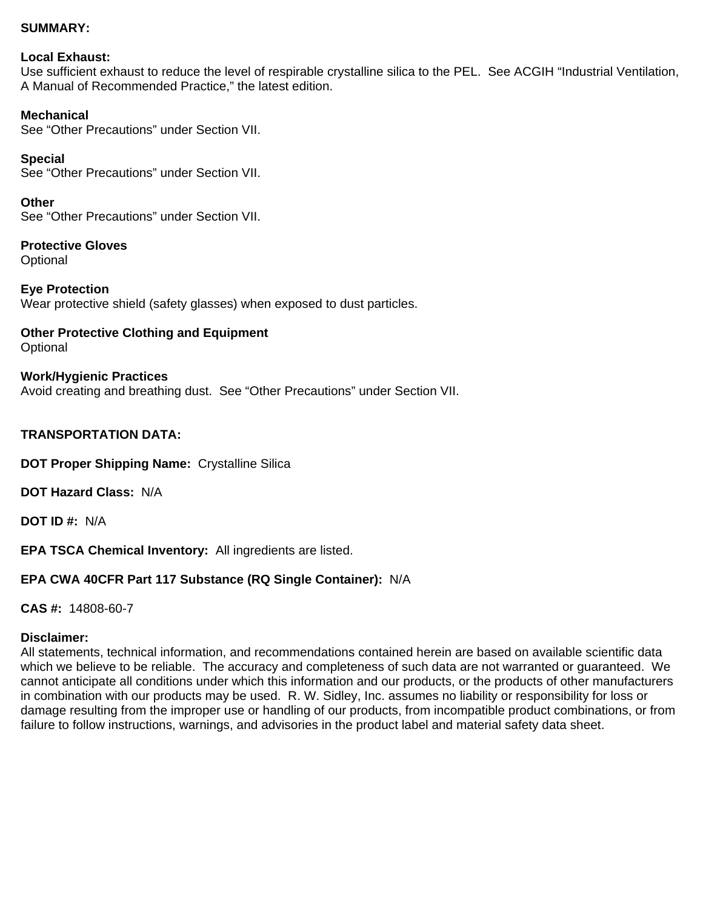**SUMMARY:**

**Local Exhaust:**
Use sufficient exhaust to reduce the level of respirable crystalline silica to the PEL. See ACGIH "Industrial Ventilation, A Manual of Recommended Practice," the latest edition.

**Mechanical**
See "Other Precautions" under Section VII.

**Special**
See "Other Precautions" under Section VII.

**Other**
See "Other Precautions" under Section VII.

**Protective Gloves**
Optional

**Eye Protection**
Wear protective shield (safety glasses) when exposed to dust particles.

**Other Protective Clothing and Equipment**
Optional

**Work/Hygienic Practices**
Avoid creating and breathing dust. See "Other Precautions" under Section VII.

**TRANSPORTATION DATA:**

**DOT Proper Shipping Name:** Crystalline Silica

**DOT Hazard Class:** N/A

**DOT ID #:** N/A

**EPA TSCA Chemical Inventory:** All ingredients are listed.

**EPA CWA 40CFR Part 117 Substance (RQ Single Container):** N/A

**CAS #:** 14808-60-7

**Disclaimer:**
All statements, technical information, and recommendations contained herein are based on available scientific data which we believe to be reliable. The accuracy and completeness of such data are not warranted or guaranteed. We cannot anticipate all conditions under which this information and our products, or the products of other manufacturers in combination with our products may be used. R. W. Sidley, Inc. assumes no liability or responsibility for loss or damage resulting from the improper use or handling of our products, from incompatible product combinations, or from failure to follow instructions, warnings, and advisories in the product label and material safety data sheet.